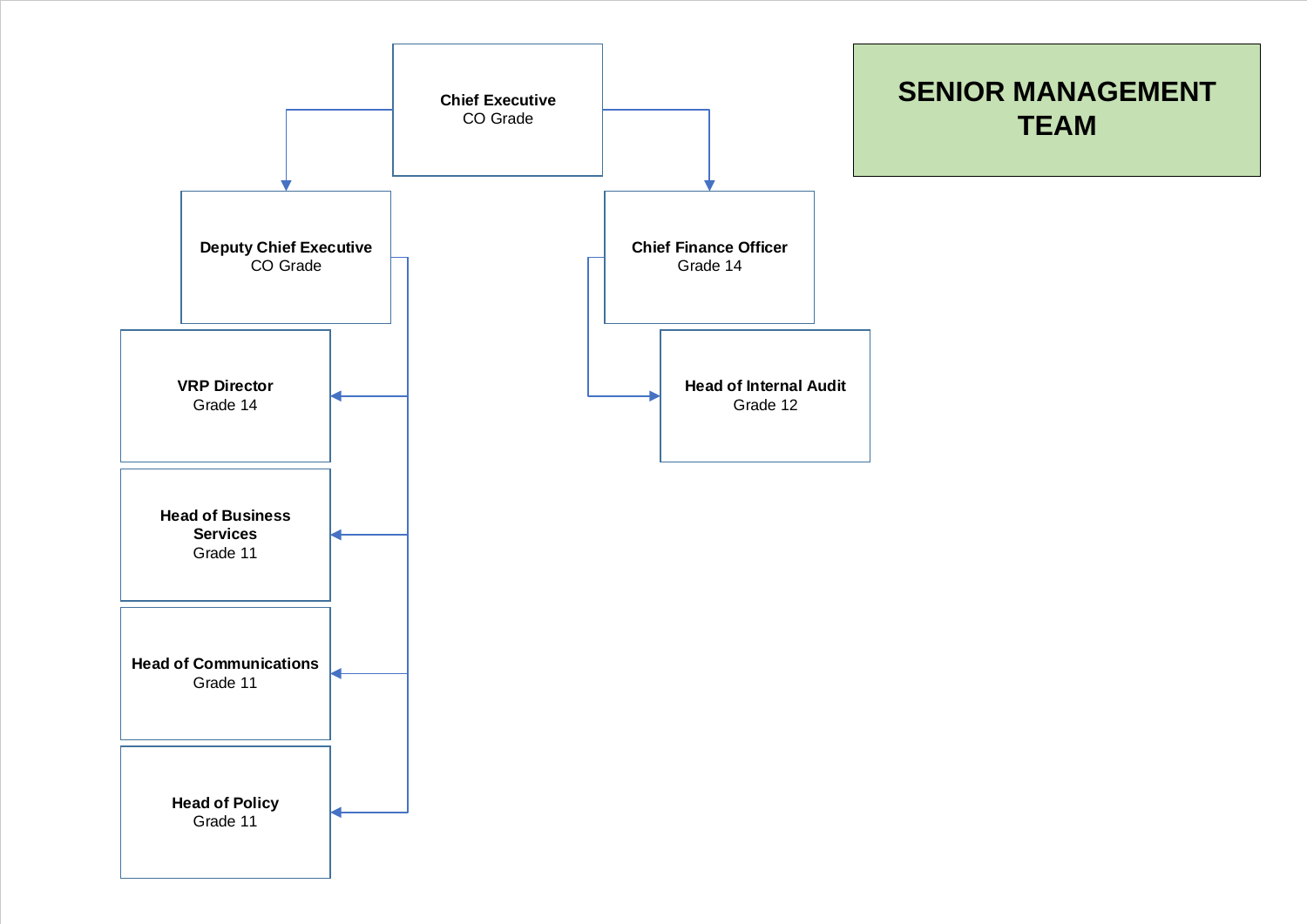# SENIOR MANAGEMENT TEAM

- **Chief Executive** – CO Grade
  - **Deputy Chief Executive** – CO Grade
    - **VRP Director** – Grade 14
    - **Head of Business Services** – Grade 11
    - **Head of Communications** – Grade 11
    - **Head of Policy** – Grade 11
  - **Chief Finance Officer** – Grade 14
    - **Head of Internal Audit** – Grade 12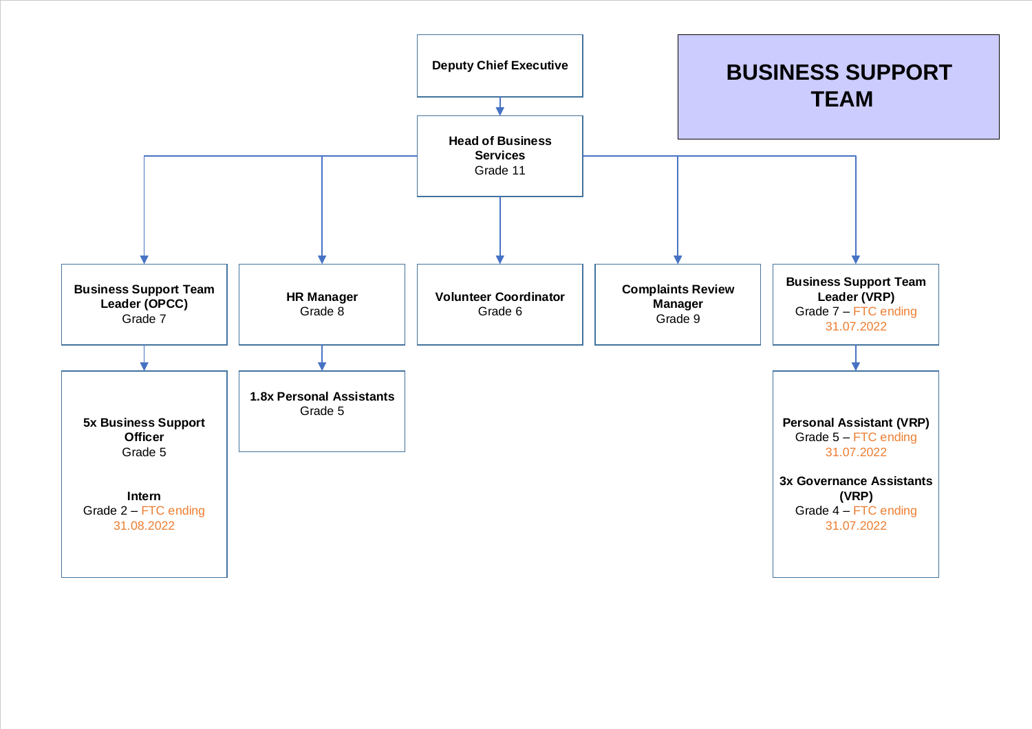# BUSINESS SUPPORT TEAM

- **Deputy Chief Executive**
  - **Head of Business Services** – Grade 11
    - **Business Support Team Leader (OPCC)** – Grade 7
      - **5x Business Support Officer** – Grade 5
      - **Intern** – Grade 2 – FTC ending 31.08.2022
    - **HR Manager** – Grade 8
      - **1.8x Personal Assistants** – Grade 5
    - **Volunteer Coordinator** – Grade 6
    - **Complaints Review Manager** – Grade 9
    - **Business Support Team Leader (VRP)** – Grade 7 – FTC ending 31.07.2022
      - **Personal Assistant (VRP)** – Grade 5 – FTC ending 31.07.2022
      - **3x Governance Assistants (VRP)** – Grade 4 – FTC ending 31.07.2022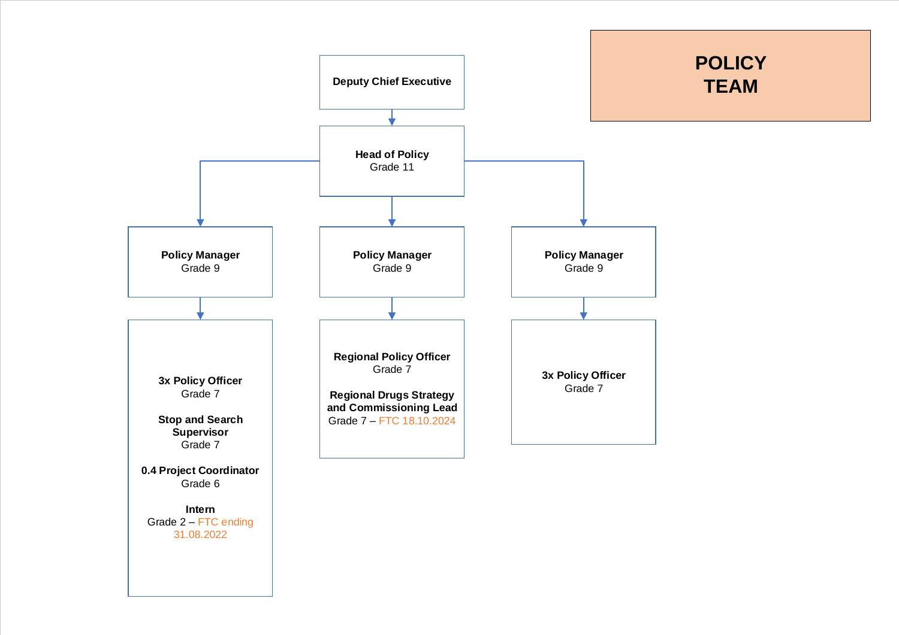# POLICY TEAM

**Deputy Chief Executive**

- **Head of Policy**
  Grade 11
  - **Policy Manager**
    Grade 9
    - **3x Policy Officer**
      Grade 7
    - **Stop and Search Supervisor**
      Grade 7
    - **0.4 Project Coordinator**
      Grade 6
    - **Intern**
      Grade 2 – FTC ending 31.08.2022
  - **Policy Manager**
    Grade 9
    - **Regional Policy Officer**
      Grade 7
    - **Regional Drugs Strategy and Commissioning Lead**
      Grade 7 – FTC 18.10.2024
  - **Policy Manager**
    Grade 9
    - **3x Policy Officer**
      Grade 7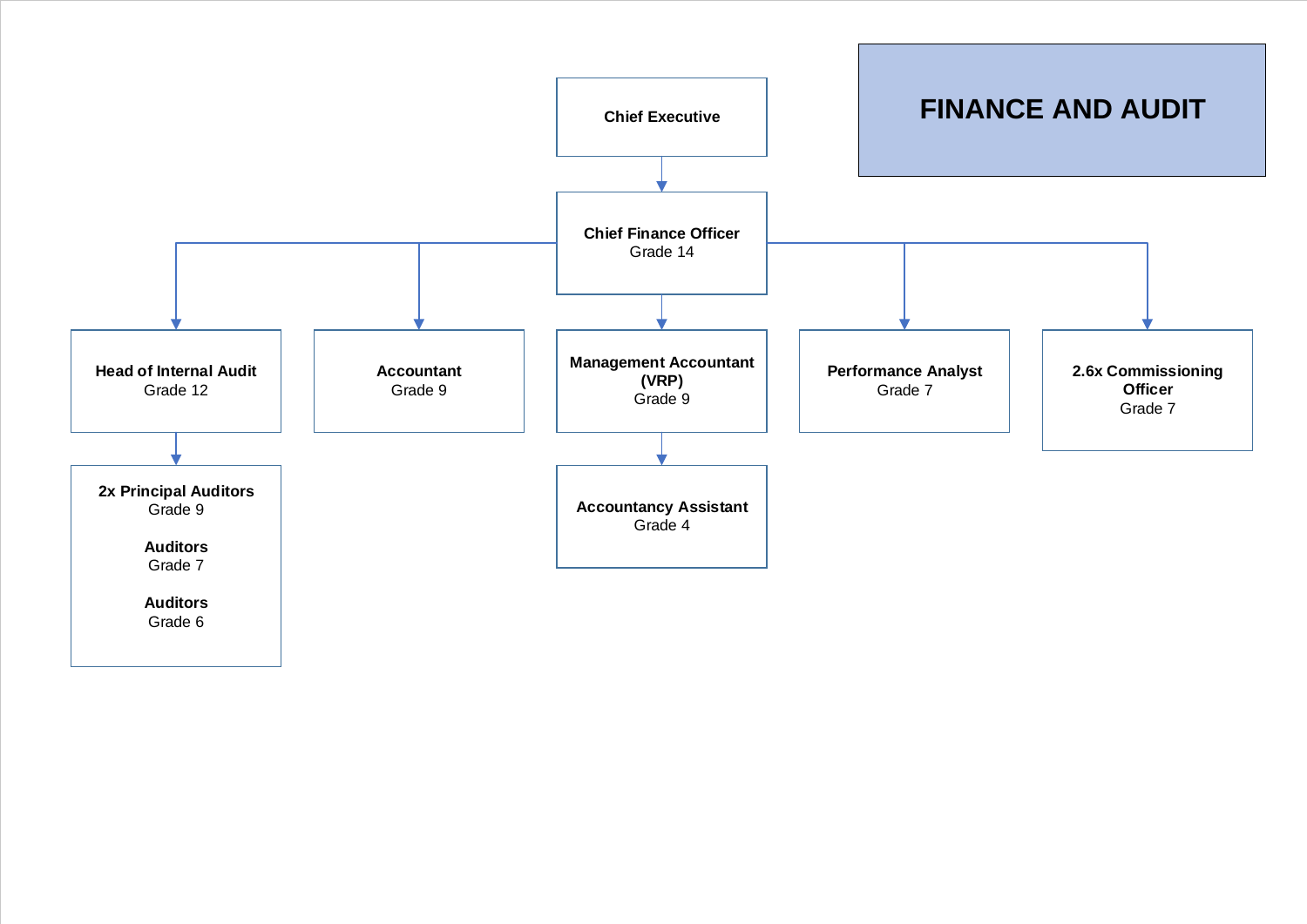# FINANCE AND AUDIT

- **Chief Executive**
  - **Chief Finance Officer** — Grade 14
    - **Head of Internal Audit** — Grade 12
      - **2x Principal Auditors** — Grade 9
      - **Auditors** — Grade 7
      - **Auditors** — Grade 6
    - **Accountant** — Grade 9
    - **Management Accountant (VRP)** — Grade 9
      - **Accountancy Assistant** — Grade 4
    - **Performance Analyst** — Grade 7
    - **2.6x Commissioning Officer** — Grade 7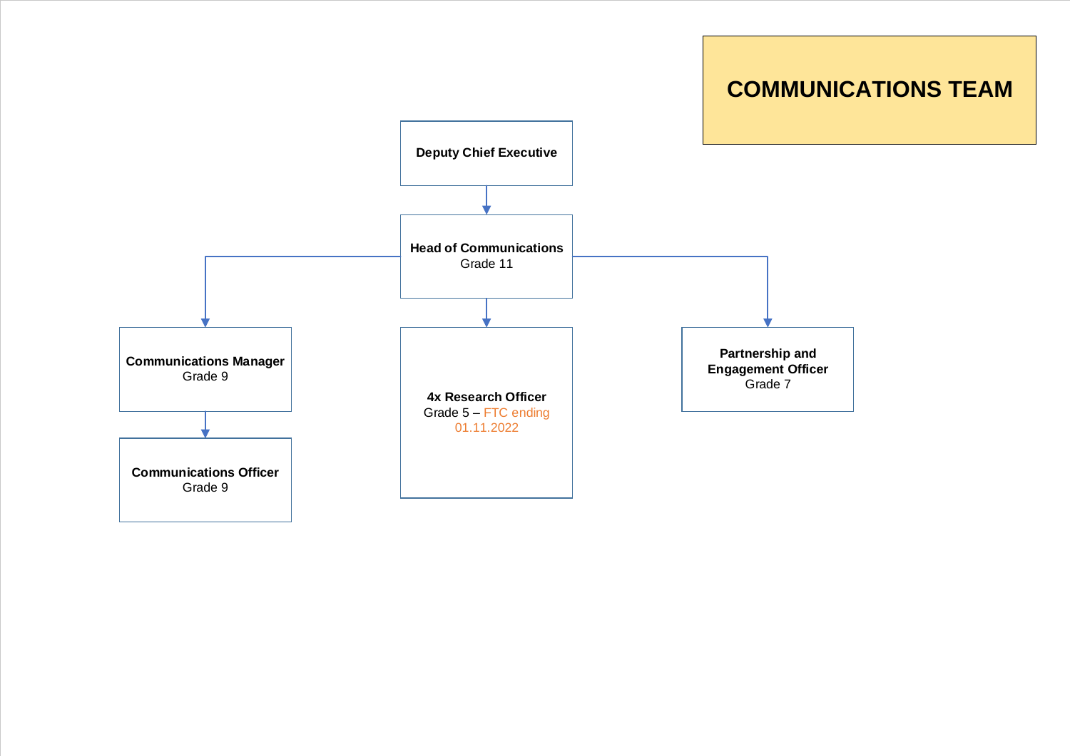# COMMUNICATIONS TEAM

- **Deputy Chief Executive**
  - **Head of Communications**
    Grade 11
    - **Communications Manager**
      Grade 9
      - **Communications Officer**
        Grade 9
    - **4x Research Officer**
      Grade 5 – FTC ending 01.11.2022
    - **Partnership and Engagement Officer**
      Grade 7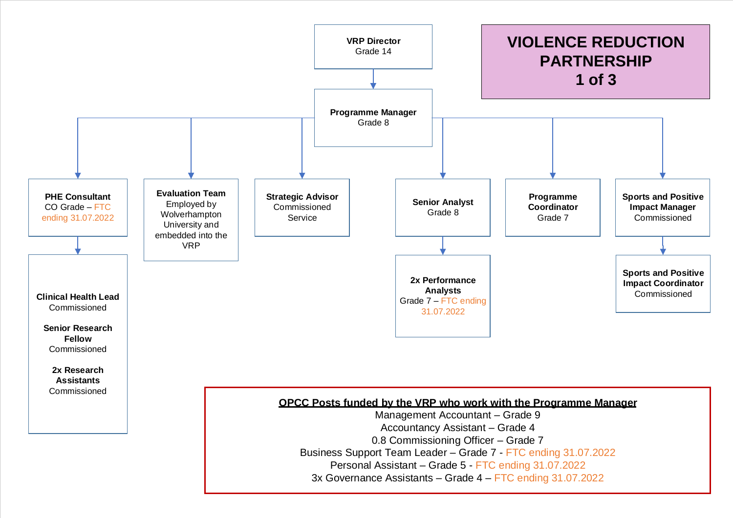# VIOLENCE REDUCTION PARTNERSHIP 1 of 3

**VRP Director**
Grade 14

- **Programme Manager**
  Grade 8
  - **PHE Consultant**
    CO Grade – FTC ending 31.07.2022
    - **Clinical Health Lead**
      Commissioned
    - **Senior Research Fellow**
      Commissioned
    - **2x Research Assistants**
      Commissioned
  - **Evaluation Team**
    Employed by Wolverhampton University and embedded into the VRP
  - **Strategic Advisor**
    Commissioned Service
  - **Senior Analyst**
    Grade 8
    - **2x Performance Analysts**
      Grade 7 – FTC ending 31.07.2022
  - **Programme Coordinator**
    Grade 7
  - **Sports and Positive Impact Manager**
    Commissioned
    - **Sports and Positive Impact Coordinator**
      Commissioned

**OPCC Posts funded by the VRP who work with the Programme Manager**

Management Accountant – Grade 9
Accountancy Assistant – Grade 4
0.8 Commissioning Officer – Grade 7
Business Support Team Leader – Grade 7 - FTC ending 31.07.2022
Personal Assistant – Grade 5 - FTC ending 31.07.2022
3x Governance Assistants – Grade 4 – FTC ending 31.07.2022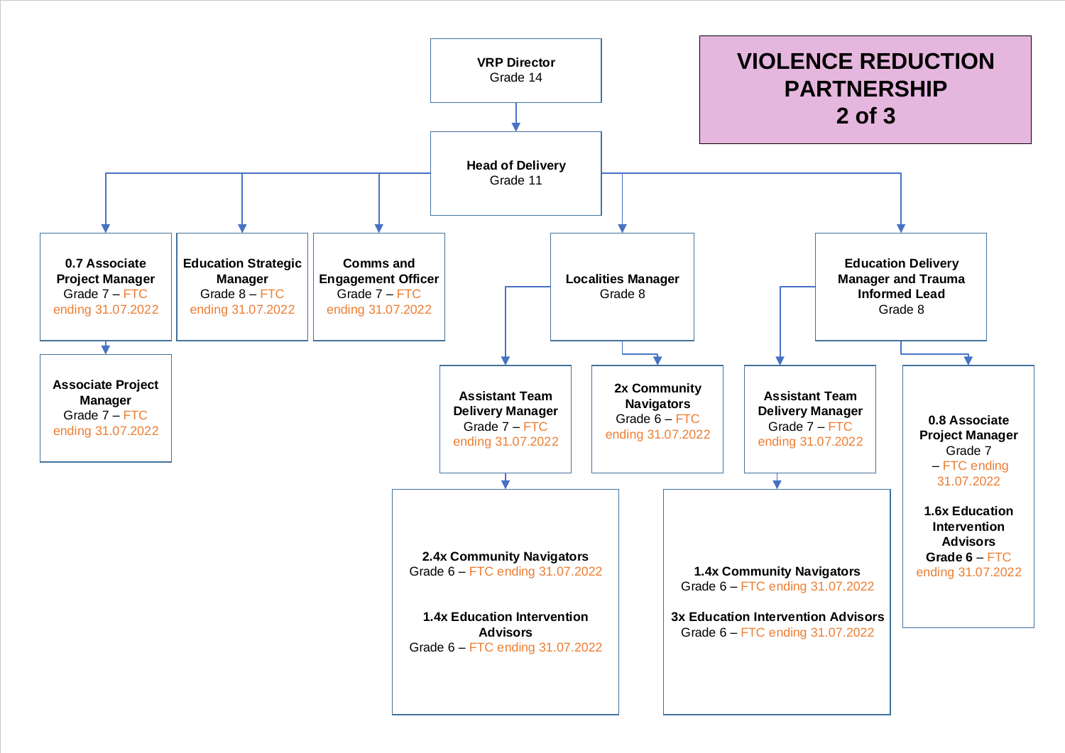# VIOLENCE REDUCTION PARTNERSHIP 2 of 3

- **VRP Director** Grade 14
  - **Head of Delivery** Grade 11
    - **0.7 Associate Project Manager** Grade 7 – FTC ending 31.07.2022
      - **Associate Project Manager** Grade 7 – FTC ending 31.07.2022
    - **Education Strategic Manager** Grade 8 – FTC ending 31.07.2022
    - **Comms and Engagement Officer** Grade 7 – FTC ending 31.07.2022
    - **Localities Manager** Grade 8
      - **Assistant Team Delivery Manager** Grade 7 – FTC ending 31.07.2022
        - **2.4x Community Navigators** Grade 6 – FTC ending 31.07.2022
        - **1.4x Education Intervention Advisors** Grade 6 – FTC ending 31.07.2022
      - **2x Community Navigators** Grade 6 – FTC ending 31.07.2022
    - **Education Delivery Manager and Trauma Informed Lead** Grade 8
      - **Assistant Team Delivery Manager** Grade 7 – FTC ending 31.07.2022
        - **1.4x Community Navigators** Grade 6 – FTC ending 31.07.2022
        - **3x Education Intervention Advisors** Grade 6 – FTC ending 31.07.2022
      - **0.8 Associate Project Manager** Grade 7 – FTC ending 31.07.2022
      - **1.6x Education Intervention Advisors** Grade 6 – FTC ending 31.07.2022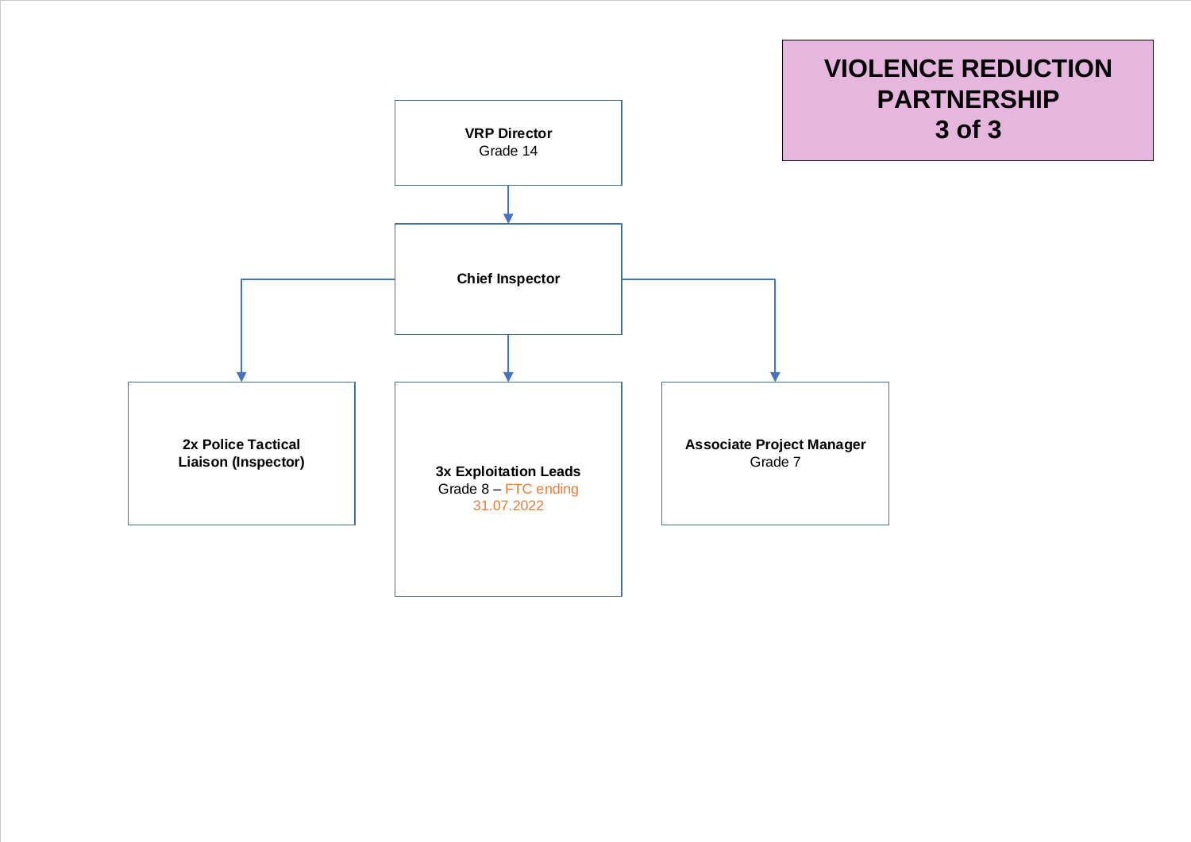# VIOLENCE REDUCTION PARTNERSHIP
# 3 of 3

**VRP Director**
Grade 14

**Chief Inspector**

**2x Police Tactical Liaison (Inspector)**

**3x Exploitation Leads**
Grade 8 – FTC ending 31.07.2022

**Associate Project Manager**
Grade 7